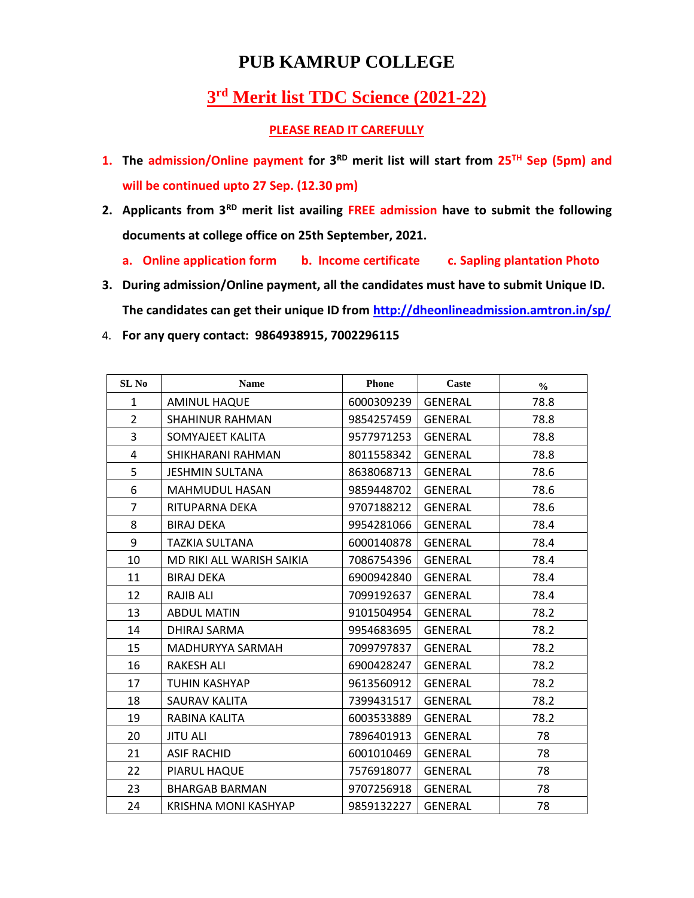# PUB KAMRUP COLLEGE

## 3rd Merit list TDC Science (2021-22)

### PLEASE READ IT CAREFULLY

1. **The admission/Online payment for 3RD merit list will start from 25TH Sep (5pm) and will be continued upto 27 Sep. (12.30 pm)**
2. **Applicants from 3RD merit list availing FREE admission have to submit the following documents at college office on 25th September, 2021.**
   **a. Online application form  b. Income certificate  c. Sapling plantation Photo**
3. **During admission/Online payment, all the candidates must have to submit Unique ID. The candidates can get their unique ID from http://dheonlineadmission.amtron.in/sp/**
4. **For any query contact: 9864938915, 7002296115**

| SL No | Name | Phone | Caste | % |
|---|---|---|---|---|
| 1 | AMINUL HAQUE | 6000309239 | GENERAL | 78.8 |
| 2 | SHAHINUR RAHMAN | 9854257459 | GENERAL | 78.8 |
| 3 | SOMYAJEET KALITA | 9577971253 | GENERAL | 78.8 |
| 4 | SHIKHARANI RAHMAN | 8011558342 | GENERAL | 78.8 |
| 5 | JESHMIN SULTANA | 8638068713 | GENERAL | 78.6 |
| 6 | MAHMUDUL HASAN | 9859448702 | GENERAL | 78.6 |
| 7 | RITUPARNA DEKA | 9707188212 | GENERAL | 78.6 |
| 8 | BIRAJ DEKA | 9954281066 | GENERAL | 78.4 |
| 9 | TAZKIA SULTANA | 6000140878 | GENERAL | 78.4 |
| 10 | MD RIKI ALL WARISH SAIKIA | 7086754396 | GENERAL | 78.4 |
| 11 | BIRAJ DEKA | 6900942840 | GENERAL | 78.4 |
| 12 | RAJIB ALI | 7099192637 | GENERAL | 78.4 |
| 13 | ABDUL MATIN | 9101504954 | GENERAL | 78.2 |
| 14 | DHIRAJ SARMA | 9954683695 | GENERAL | 78.2 |
| 15 | MADHURYYA SARMAH | 7099797837 | GENERAL | 78.2 |
| 16 | RAKESH ALI | 6900428247 | GENERAL | 78.2 |
| 17 | TUHIN KASHYAP | 9613560912 | GENERAL | 78.2 |
| 18 | SAURAV KALITA | 7399431517 | GENERAL | 78.2 |
| 19 | RABINA KALITA | 6003533889 | GENERAL | 78.2 |
| 20 | JITU ALI | 7896401913 | GENERAL | 78 |
| 21 | ASIF RACHID | 6001010469 | GENERAL | 78 |
| 22 | PIARUL HAQUE | 7576918077 | GENERAL | 78 |
| 23 | BHARGAB BARMAN | 9707256918 | GENERAL | 78 |
| 24 | KRISHNA MONI KASHYAP | 9859132227 | GENERAL | 78 |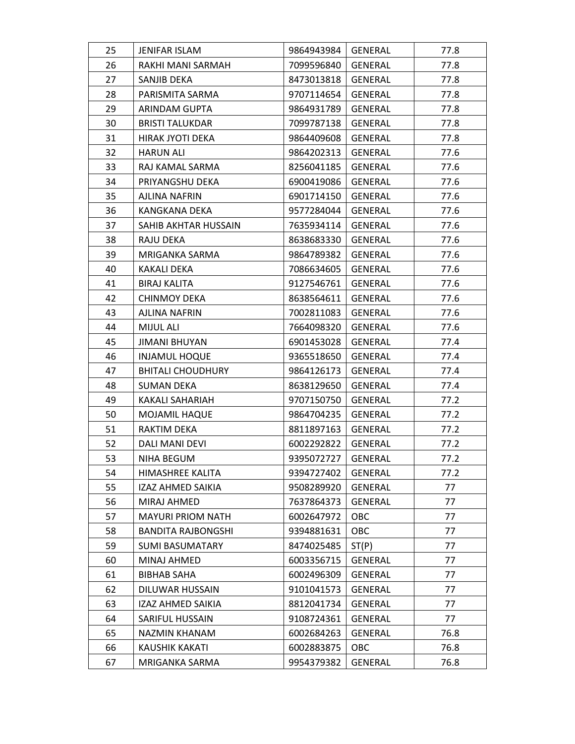| 25 | JENIFAR ISLAM | 9864943984 | GENERAL | 77.8 |
|---|---|---|---|---|
| 26 | RAKHI MANI SARMAH | 7099596840 | GENERAL | 77.8 |
| 27 | SANJIB DEKA | 8473013818 | GENERAL | 77.8 |
| 28 | PARISMITA SARMA | 9707114654 | GENERAL | 77.8 |
| 29 | ARINDAM GUPTA | 9864931789 | GENERAL | 77.8 |
| 30 | BRISTI TALUKDAR | 7099787138 | GENERAL | 77.8 |
| 31 | HIRAK JYOTI DEKA | 9864409608 | GENERAL | 77.8 |
| 32 | HARUN ALI | 9864202313 | GENERAL | 77.6 |
| 33 | RAJ KAMAL SARMA | 8256041185 | GENERAL | 77.6 |
| 34 | PRIYANGSHU DEKA | 6900419086 | GENERAL | 77.6 |
| 35 | AJLINA NAFRIN | 6901714150 | GENERAL | 77.6 |
| 36 | KANGKANA DEKA | 9577284044 | GENERAL | 77.6 |
| 37 | SAHIB AKHTAR HUSSAIN | 7635934114 | GENERAL | 77.6 |
| 38 | RAJU DEKA | 8638683330 | GENERAL | 77.6 |
| 39 | MRIGANKA SARMA | 9864789382 | GENERAL | 77.6 |
| 40 | KAKALI DEKA | 7086634605 | GENERAL | 77.6 |
| 41 | BIRAJ KALITA | 9127546761 | GENERAL | 77.6 |
| 42 | CHINMOY DEKA | 8638564611 | GENERAL | 77.6 |
| 43 | AJLINA NAFRIN | 7002811083 | GENERAL | 77.6 |
| 44 | MIJUL ALI | 7664098320 | GENERAL | 77.6 |
| 45 | JIMANI BHUYAN | 6901453028 | GENERAL | 77.4 |
| 46 | INJAMUL HOQUE | 9365518650 | GENERAL | 77.4 |
| 47 | BHITALI CHOUDHURY | 9864126173 | GENERAL | 77.4 |
| 48 | SUMAN DEKA | 8638129650 | GENERAL | 77.4 |
| 49 | KAKALI SAHARIAH | 9707150750 | GENERAL | 77.2 |
| 50 | MOJAMIL HAQUE | 9864704235 | GENERAL | 77.2 |
| 51 | RAKTIM DEKA | 8811897163 | GENERAL | 77.2 |
| 52 | DALI MANI DEVI | 6002292822 | GENERAL | 77.2 |
| 53 | NIHA BEGUM | 9395072727 | GENERAL | 77.2 |
| 54 | HIMASHREE KALITA | 9394727402 | GENERAL | 77.2 |
| 55 | IZAZ AHMED SAIKIA | 9508289920 | GENERAL | 77 |
| 56 | MIRAJ AHMED | 7637864373 | GENERAL | 77 |
| 57 | MAYURI PRIOM NATH | 6002647972 | OBC | 77 |
| 58 | BANDITA RAJBONGSHI | 9394881631 | OBC | 77 |
| 59 | SUMI BASUMATARY | 8474025485 | ST(P) | 77 |
| 60 | MINAJ AHMED | 6003356715 | GENERAL | 77 |
| 61 | BIBHAB SAHA | 6002496309 | GENERAL | 77 |
| 62 | DILUWAR HUSSAIN | 9101041573 | GENERAL | 77 |
| 63 | IZAZ AHMED SAIKIA | 8812041734 | GENERAL | 77 |
| 64 | SARIFUL HUSSAIN | 9108724361 | GENERAL | 77 |
| 65 | NAZMIN KHANAM | 6002684263 | GENERAL | 76.8 |
| 66 | KAUSHIK KAKATI | 6002883875 | OBC | 76.8 |
| 67 | MRIGANKA SARMA | 9954379382 | GENERAL | 76.8 |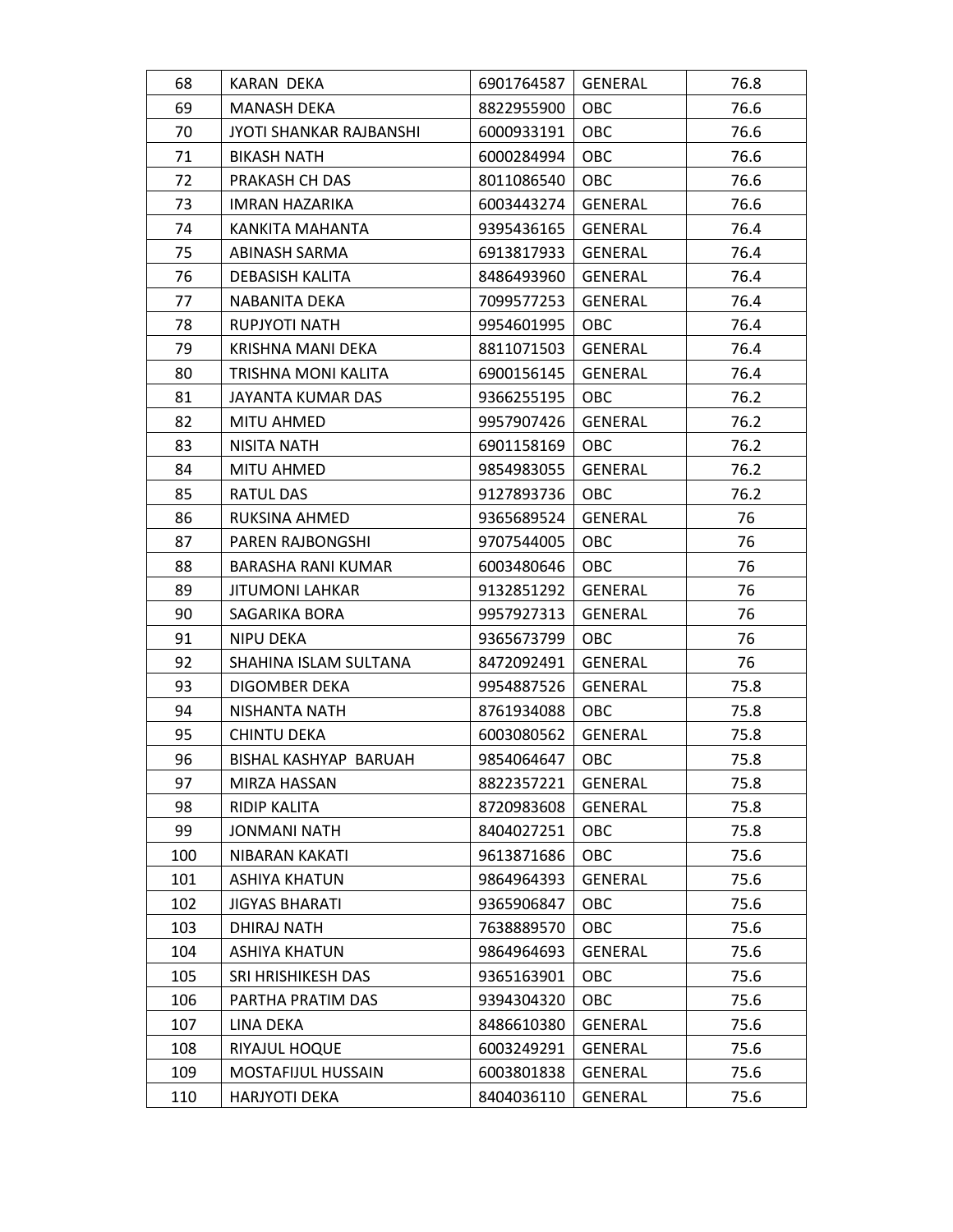| 68 | KARAN DEKA | 6901764587 | GENERAL | 76.8 |
|---|---|---|---|---|
| 69 | MANASH DEKA | 8822955900 | OBC | 76.6 |
| 70 | JYOTI SHANKAR RAJBANSHI | 6000933191 | OBC | 76.6 |
| 71 | BIKASH NATH | 6000284994 | OBC | 76.6 |
| 72 | PRAKASH CH DAS | 8011086540 | OBC | 76.6 |
| 73 | IMRAN HAZARIKA | 6003443274 | GENERAL | 76.6 |
| 74 | KANKITA MAHANTA | 9395436165 | GENERAL | 76.4 |
| 75 | ABINASH SARMA | 6913817933 | GENERAL | 76.4 |
| 76 | DEBASISH KALITA | 8486493960 | GENERAL | 76.4 |
| 77 | NABANITA DEKA | 7099577253 | GENERAL | 76.4 |
| 78 | RUPJYOTI NATH | 9954601995 | OBC | 76.4 |
| 79 | KRISHNA MANI DEKA | 8811071503 | GENERAL | 76.4 |
| 80 | TRISHNA MONI KALITA | 6900156145 | GENERAL | 76.4 |
| 81 | JAYANTA KUMAR DAS | 9366255195 | OBC | 76.2 |
| 82 | MITU AHMED | 9957907426 | GENERAL | 76.2 |
| 83 | NISITA NATH | 6901158169 | OBC | 76.2 |
| 84 | MITU AHMED | 9854983055 | GENERAL | 76.2 |
| 85 | RATUL DAS | 9127893736 | OBC | 76.2 |
| 86 | RUKSINA AHMED | 9365689524 | GENERAL | 76 |
| 87 | PAREN RAJBONGSHI | 9707544005 | OBC | 76 |
| 88 | BARASHA RANI KUMAR | 6003480646 | OBC | 76 |
| 89 | JITUMONI LAHKAR | 9132851292 | GENERAL | 76 |
| 90 | SAGARIKA BORA | 9957927313 | GENERAL | 76 |
| 91 | NIPU DEKA | 9365673799 | OBC | 76 |
| 92 | SHAHINA ISLAM SULTANA | 8472092491 | GENERAL | 76 |
| 93 | DIGOMBER DEKA | 9954887526 | GENERAL | 75.8 |
| 94 | NISHANTA NATH | 8761934088 | OBC | 75.8 |
| 95 | CHINTU DEKA | 6003080562 | GENERAL | 75.8 |
| 96 | BISHAL KASHYAP BARUAH | 9854064647 | OBC | 75.8 |
| 97 | MIRZA HASSAN | 8822357221 | GENERAL | 75.8 |
| 98 | RIDIP KALITA | 8720983608 | GENERAL | 75.8 |
| 99 | JONMANI NATH | 8404027251 | OBC | 75.8 |
| 100 | NIBARAN KAKATI | 9613871686 | OBC | 75.6 |
| 101 | ASHIYA KHATUN | 9864964393 | GENERAL | 75.6 |
| 102 | JIGYAS BHARATI | 9365906847 | OBC | 75.6 |
| 103 | DHIRAJ NATH | 7638889570 | OBC | 75.6 |
| 104 | ASHIYA KHATUN | 9864964693 | GENERAL | 75.6 |
| 105 | SRI HRISHIKESH DAS | 9365163901 | OBC | 75.6 |
| 106 | PARTHA PRATIM DAS | 9394304320 | OBC | 75.6 |
| 107 | LINA DEKA | 8486610380 | GENERAL | 75.6 |
| 108 | RIYAJUL HOQUE | 6003249291 | GENERAL | 75.6 |
| 109 | MOSTAFIJUL HUSSAIN | 6003801838 | GENERAL | 75.6 |
| 110 | HARJYOTI DEKA | 8404036110 | GENERAL | 75.6 |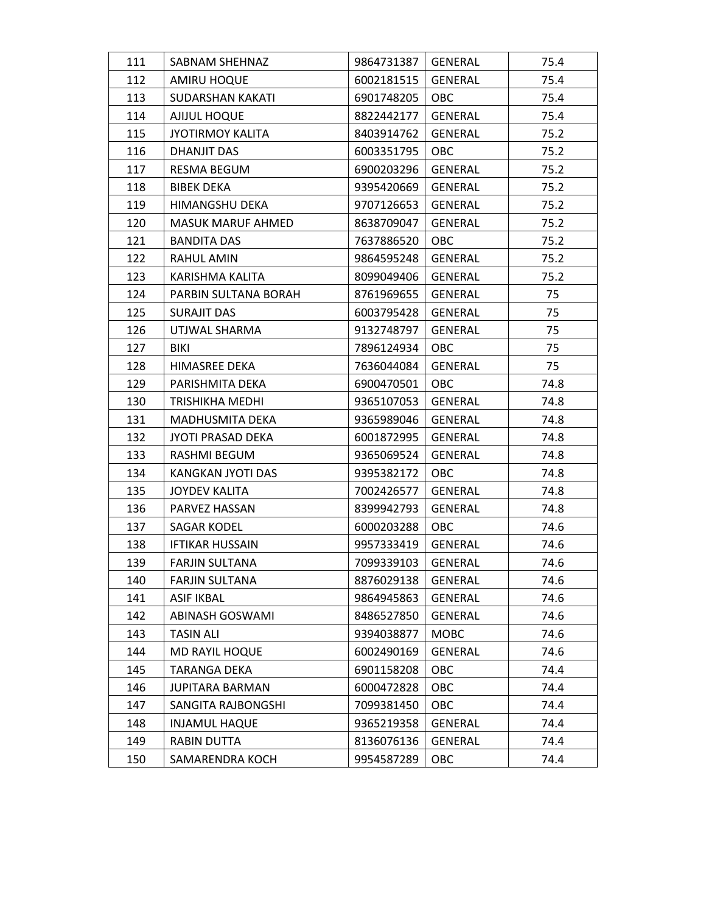| | | | | |
|---|---|---|---|---|
| 111 | SABNAM SHEHNAZ | 9864731387 | GENERAL | 75.4 |
| 112 | AMIRU HOQUE | 6002181515 | GENERAL | 75.4 |
| 113 | SUDARSHAN KAKATI | 6901748205 | OBC | 75.4 |
| 114 | AJIJUL HOQUE | 8822442177 | GENERAL | 75.4 |
| 115 | JYOTIRMOY KALITA | 8403914762 | GENERAL | 75.2 |
| 116 | DHANJIT DAS | 6003351795 | OBC | 75.2 |
| 117 | RESMA BEGUM | 6900203296 | GENERAL | 75.2 |
| 118 | BIBEK DEKA | 9395420669 | GENERAL | 75.2 |
| 119 | HIMANGSHU DEKA | 9707126653 | GENERAL | 75.2 |
| 120 | MASUK MARUF AHMED | 8638709047 | GENERAL | 75.2 |
| 121 | BANDITA DAS | 7637886520 | OBC | 75.2 |
| 122 | RAHUL AMIN | 9864595248 | GENERAL | 75.2 |
| 123 | KARISHMA KALITA | 8099049406 | GENERAL | 75.2 |
| 124 | PARBIN SULTANA BORAH | 8761969655 | GENERAL | 75 |
| 125 | SURAJIT DAS | 6003795428 | GENERAL | 75 |
| 126 | UTJWAL SHARMA | 9132748797 | GENERAL | 75 |
| 127 | BIKI | 7896124934 | OBC | 75 |
| 128 | HIMASREE DEKA | 7636044084 | GENERAL | 75 |
| 129 | PARISHMITA DEKA | 6900470501 | OBC | 74.8 |
| 130 | TRISHIKHA MEDHI | 9365107053 | GENERAL | 74.8 |
| 131 | MADHUSMITA DEKA | 9365989046 | GENERAL | 74.8 |
| 132 | JYOTI PRASAD DEKA | 6001872995 | GENERAL | 74.8 |
| 133 | RASHMI BEGUM | 9365069524 | GENERAL | 74.8 |
| 134 | KANGKAN JYOTI DAS | 9395382172 | OBC | 74.8 |
| 135 | JOYDEV KALITA | 7002426577 | GENERAL | 74.8 |
| 136 | PARVEZ HASSAN | 8399942793 | GENERAL | 74.8 |
| 137 | SAGAR KODEL | 6000203288 | OBC | 74.6 |
| 138 | IFTIKAR HUSSAIN | 9957333419 | GENERAL | 74.6 |
| 139 | FARJIN SULTANA | 7099339103 | GENERAL | 74.6 |
| 140 | FARJIN SULTANA | 8876029138 | GENERAL | 74.6 |
| 141 | ASIF IKBAL | 9864945863 | GENERAL | 74.6 |
| 142 | ABINASH GOSWAMI | 8486527850 | GENERAL | 74.6 |
| 143 | TASIN ALI | 9394038877 | MOBC | 74.6 |
| 144 | MD RAYIL HOQUE | 6002490169 | GENERAL | 74.6 |
| 145 | TARANGA DEKA | 6901158208 | OBC | 74.4 |
| 146 | JUPITARA BARMAN | 6000472828 | OBC | 74.4 |
| 147 | SANGITA RAJBONGSHI | 7099381450 | OBC | 74.4 |
| 148 | INJAMUL HAQUE | 9365219358 | GENERAL | 74.4 |
| 149 | RABIN DUTTA | 8136076136 | GENERAL | 74.4 |
| 150 | SAMARENDRA KOCH | 9954587289 | OBC | 74.4 |